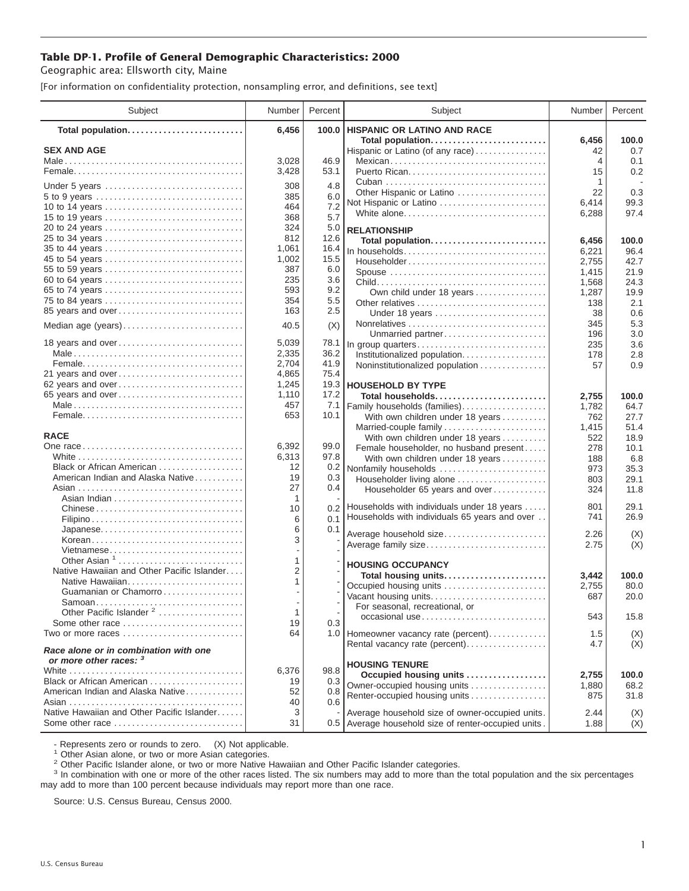## Table DP-1. Profile of General Demographic Characteristics: 2000

Geographic area: Ellsworth city, Maine

[For information on confidentiality protection, nonsampling error, and definitions, see text]

| Subject | Number | Percent | Subject | Number | Percent |
|---|---|---|---|---|---|
| **Total population** | **6,456** | **100.0** | **HISPANIC OR LATINO AND RACE** | | |
| | | | **Total population** | **6,456** | **100.0** |
| **SEX AND AGE** | | | Hispanic or Latino (of any race) | 42 | 0.7 |
| Male | 3,028 | 46.9 | Mexican | 4 | 0.1 |
| Female | 3,428 | 53.1 | Puerto Rican | 15 | 0.2 |
| Under 5 years | 308 | 4.8 | Cuban | 1 | - |
| 5 to 9 years | 385 | 6.0 | Other Hispanic or Latino | 22 | 0.3 |
| 10 to 14 years | 464 | 7.2 | Not Hispanic or Latino | 6,414 | 99.3 |
| 15 to 19 years | 368 | 5.7 | White alone | 6,288 | 97.4 |
| 20 to 24 years | 324 | 5.0 | **RELATIONSHIP** | | |
| 25 to 34 years | 812 | 12.6 | **Total population** | **6,456** | **100.0** |
| 35 to 44 years | 1,061 | 16.4 | In households | 6,221 | 96.4 |
| 45 to 54 years | 1,002 | 15.5 | Householder | 2,755 | 42.7 |
| 55 to 59 years | 387 | 6.0 | Spouse | 1,415 | 21.9 |
| 60 to 64 years | 235 | 3.6 | Child | 1,568 | 24.3 |
| 65 to 74 years | 593 | 9.2 | Own child under 18 years | 1,287 | 19.9 |
| 75 to 84 years | 354 | 5.5 | Other relatives | 138 | 2.1 |
| 85 years and over | 163 | 2.5 | Under 18 years | 38 | 0.6 |
| Median age (years) | 40.5 | (X) | Nonrelatives | 345 | 5.3 |
| | | | Unmarried partner | 196 | 3.0 |
| 18 years and over | 5,039 | 78.1 | In group quarters | 235 | 3.6 |
| Male | 2,335 | 36.2 | Institutionalized population | 178 | 2.8 |
| Female | 2,704 | 41.9 | Noninstitutionalized population | 57 | 0.9 |
| 21 years and over | 4,865 | 75.4 | | | |
| 62 years and over | 1,245 | 19.3 | **HOUSEHOLD BY TYPE** | | |
| 65 years and over | 1,110 | 17.2 | **Total households** | **2,755** | **100.0** |
| Male | 457 | 7.1 | Family households (families) | 1,782 | 64.7 |
| Female | 653 | 10.1 | With own children under 18 years | 762 | 27.7 |
| | | | Married-couple family | 1,415 | 51.4 |
| **RACE** | | | With own children under 18 years | 522 | 18.9 |
| One race | 6,392 | 99.0 | Female householder, no husband present | 278 | 10.1 |
| White | 6,313 | 97.8 | With own children under 18 years | 188 | 6.8 |
| Black or African American | 12 | 0.2 | Nonfamily households | 973 | 35.3 |
| American Indian and Alaska Native | 19 | 0.3 | Householder living alone | 803 | 29.1 |
| Asian | 27 | 0.4 | Householder 65 years and over | 324 | 11.8 |
| Asian Indian | 1 | - | | | |
| Chinese | 10 | 0.2 | Households with individuals under 18 years | 801 | 29.1 |
| Filipino | 6 | 0.1 | Households with individuals 65 years and over | 741 | 26.9 |
| Japanese | 6 | 0.1 | Average household size | 2.26 | (X) |
| Korean | 3 | - | Average family size | 2.75 | (X) |
| Vietnamese | - | - | | | |
| Other Asian [1] | 1 | - | **HOUSING OCCUPANCY** | | |
| Native Hawaiian and Other Pacific Islander | 2 | - | **Total housing units** | **3,442** | **100.0** |
| Native Hawaiian | 1 | - | Occupied housing units | 2,755 | 80.0 |
| Guamanian or Chamorro | - | - | Vacant housing units | 687 | 20.0 |
| Samoan | - | - | For seasonal, recreational, or | | |
| Other Pacific Islander [2] | 1 | - | occasional use | 543 | 15.8 |
| Some other race | 19 | 0.3 | | | |
| Two or more races | 64 | 1.0 | Homeowner vacancy rate (percent) | 1.5 | (X) |
| | | | Rental vacancy rate (percent) | 4.7 | (X) |
| ***Race alone or in combination with one or more other races:*** [3] | | | | | |
| | | | **HOUSING TENURE** | | |
| White | 6,376 | 98.8 | **Occupied housing units** | **2,755** | **100.0** |
| Black or African American | 19 | 0.3 | Owner-occupied housing units | 1,880 | 68.2 |
| American Indian and Alaska Native | 52 | 0.8 | Renter-occupied housing units | 875 | 31.8 |
| Asian | 40 | 0.6 | | | |
| Native Hawaiian and Other Pacific Islander | 3 | - | Average household size of owner-occupied units | 2.44 | (X) |
| Some other race | 31 | 0.5 | Average household size of renter-occupied units | 1.88 | (X) |

- Represents zero or rounds to zero. (X) Not applicable.

[1] Other Asian alone, or two or more Asian categories.

[2] Other Pacific Islander alone, or two or more Native Hawaiian and Other Pacific Islander categories.

[3] In combination with one or more of the other races listed. The six numbers may add to more than the total population and the six percentages may add to more than 100 percent because individuals may report more than one race.

Source: U.S. Census Bureau, Census 2000.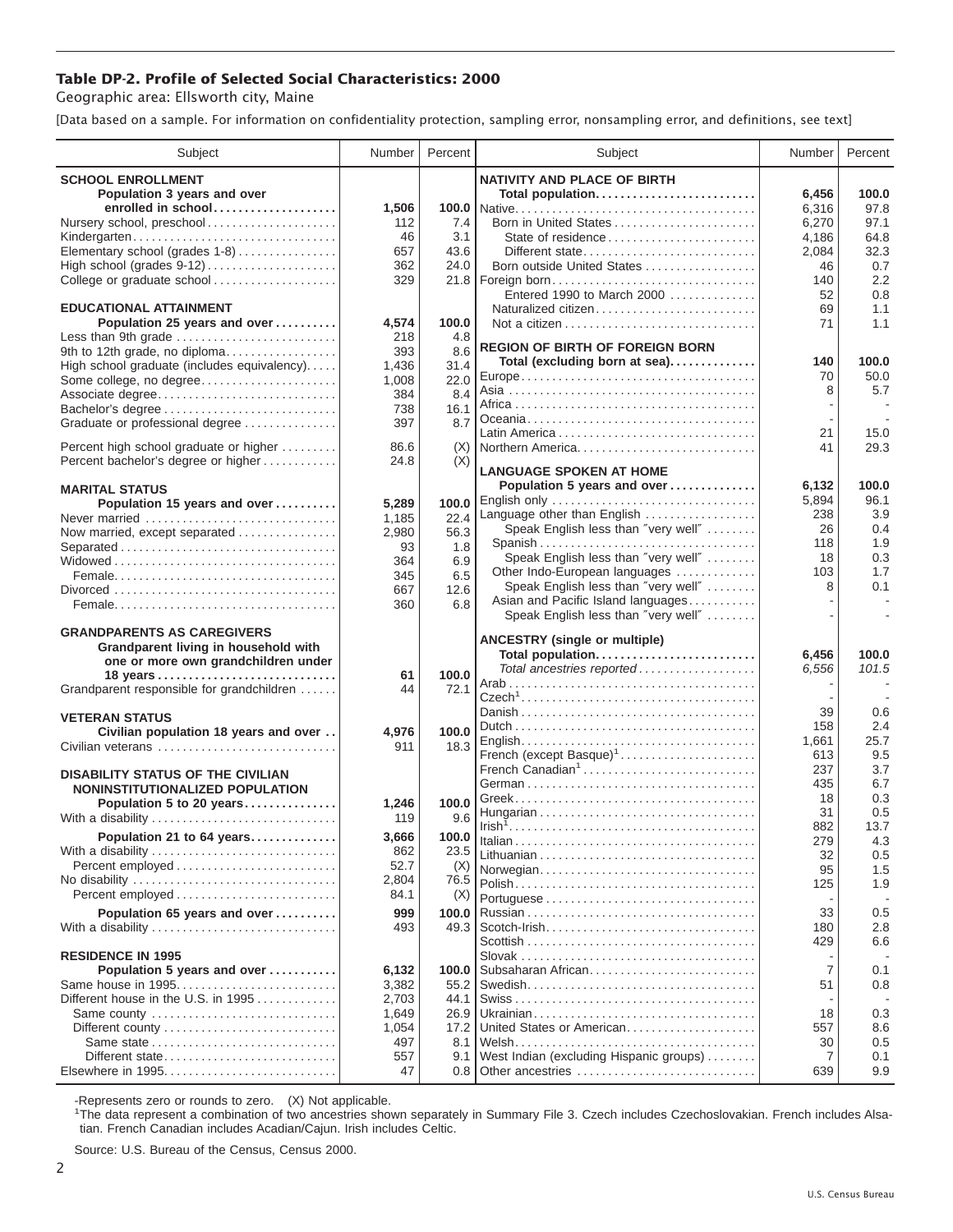## Table DP-2. Profile of Selected Social Characteristics: 2000

Geographic area: Ellsworth city, Maine

[Data based on a sample. For information on confidentiality protection, sampling error, nonsampling error, and definitions, see text]

| Subject | Number | Percent |
|---|---|---|
| **SCHOOL ENROLLMENT** | | |
| **Population 3 years and over enrolled in school** | **1,506** | **100.0** |
| Nursery school, preschool | 112 | 7.4 |
| Kindergarten | 46 | 3.1 |
| Elementary school (grades 1-8) | 657 | 43.6 |
| High school (grades 9-12) | 362 | 24.0 |
| College or graduate school | 329 | 21.8 |
| **EDUCATIONAL ATTAINMENT** | | |
| **Population 25 years and over** | **4,574** | **100.0** |
| Less than 9th grade | 218 | 4.8 |
| 9th to 12th grade, no diploma | 393 | 8.6 |
| High school graduate (includes equivalency) | 1,436 | 31.4 |
| Some college, no degree | 1,008 | 22.0 |
| Associate degree | 384 | 8.4 |
| Bachelor's degree | 738 | 16.1 |
| Graduate or professional degree | 397 | 8.7 |
| Percent high school graduate or higher | 86.6 | (X) |
| Percent bachelor's degree or higher | 24.8 | (X) |
| **MARITAL STATUS** | | |
| **Population 15 years and over** | **5,289** | **100.0** |
| Never married | 1,185 | 22.4 |
| Now married, except separated | 2,980 | 56.3 |
| Separated | 93 | 1.8 |
| Widowed | 364 | 6.9 |
| Female | 345 | 6.5 |
| Divorced | 667 | 12.6 |
| Female | 360 | 6.8 |
| **GRANDPARENTS AS CAREGIVERS** | | |
| **Grandparent living in household with one or more own grandchildren under 18 years** | **61** | **100.0** |
| Grandparent responsible for grandchildren | 44 | 72.1 |
| **VETERAN STATUS** | | |
| **Civilian population 18 years and over** | **4,976** | **100.0** |
| Civilian veterans | 911 | 18.3 |
| **DISABILITY STATUS OF THE CIVILIAN NONINSTITUTIONALIZED POPULATION** | | |
| **Population 5 to 20 years** | **1,246** | **100.0** |
| With a disability | 119 | 9.6 |
| **Population 21 to 64 years** | **3,666** | **100.0** |
| With a disability | 862 | 23.5 |
| Percent employed | 52.7 | (X) |
| No disability | 2,804 | 76.5 |
| Percent employed | 84.1 | (X) |
| **Population 65 years and over** | **999** | **100.0** |
| With a disability | 493 | 49.3 |
| **RESIDENCE IN 1995** | | |
| **Population 5 years and over** | **6,132** | **100.0** |
| Same house in 1995 | 3,382 | 55.2 |
| Different house in the U.S. in 1995 | 2,703 | 44.1 |
| Same county | 1,649 | 26.9 |
| Different county | 1,054 | 17.2 |
| Same state | 497 | 8.1 |
| Different state | 557 | 9.1 |
| Elsewhere in 1995 | 47 | 0.8 |

| Subject | Number | Percent |
|---|---|---|
| **NATIVITY AND PLACE OF BIRTH** | | |
| **Total population** | **6,456** | **100.0** |
| Native | 6,316 | 97.8 |
| Born in United States | 6,270 | 97.1 |
| State of residence | 4,186 | 64.8 |
| Different state | 2,084 | 32.3 |
| Born outside United States | 46 | 0.7 |
| Foreign born | 140 | 2.2 |
| Entered 1990 to March 2000 | 52 | 0.8 |
| Naturalized citizen | 69 | 1.1 |
| Not a citizen | 71 | 1.1 |
| **REGION OF BIRTH OF FOREIGN BORN** | | |
| **Total (excluding born at sea)** | **140** | **100.0** |
| Europe | 70 | 50.0 |
| Asia | 8 | 5.7 |
| Africa | - | - |
| Oceania | - | - |
| Latin America | 21 | 15.0 |
| Northern America | 41 | 29.3 |
| **LANGUAGE SPOKEN AT HOME** | | |
| **Population 5 years and over** | **6,132** | **100.0** |
| English only | 5,894 | 96.1 |
| Language other than English | 238 | 3.9 |
| Speak English less than "very well" | 26 | 0.4 |
| Spanish | 118 | 1.9 |
| Speak English less than "very well" | 18 | 0.3 |
| Other Indo-European languages | 103 | 1.7 |
| Speak English less than "very well" | 8 | 0.1 |
| Asian and Pacific Island languages | - | - |
| Speak English less than "very well" | - | - |
| **ANCESTRY (single or multiple)** | | |
| **Total population** | **6,456** | **100.0** |
| *Total ancestries reported* | *6,556* | *101.5* |
| Arab | - | - |
| Czech[1] | - | - |
| Danish | 39 | 0.6 |
| Dutch | 158 | 2.4 |
| English | 1,661 | 25.7 |
| French (except Basque)[1] | 613 | 9.5 |
| French Canadian[1] | 237 | 3.7 |
| German | 435 | 6.7 |
| Greek | 18 | 0.3 |
| Hungarian | 31 | 0.5 |
| Irish[1] | 882 | 13.7 |
| Italian | 279 | 4.3 |
| Lithuanian | 32 | 0.5 |
| Norwegian | 95 | 1.5 |
| Polish | 125 | 1.9 |
| Portuguese | - | - |
| Russian | 33 | 0.5 |
| Scotch-Irish | 180 | 2.8 |
| Scottish | 429 | 6.6 |
| Slovak | - | - |
| Subsaharan African | 7 | 0.1 |
| Swedish | 51 | 0.8 |
| Swiss | - | - |
| Ukrainian | 18 | 0.3 |
| United States or American | 557 | 8.6 |
| Welsh | 30 | 0.5 |
| West Indian (excluding Hispanic groups) | 7 | 0.1 |
| Other ancestries | 639 | 9.9 |

-Represents zero or rounds to zero. (X) Not applicable.

[1]The data represent a combination of two ancestries shown separately in Summary File 3. Czech includes Czechoslovakian. French includes Alsatian. French Canadian includes Acadian/Cajun. Irish includes Celtic.

Source: U.S. Bureau of the Census, Census 2000.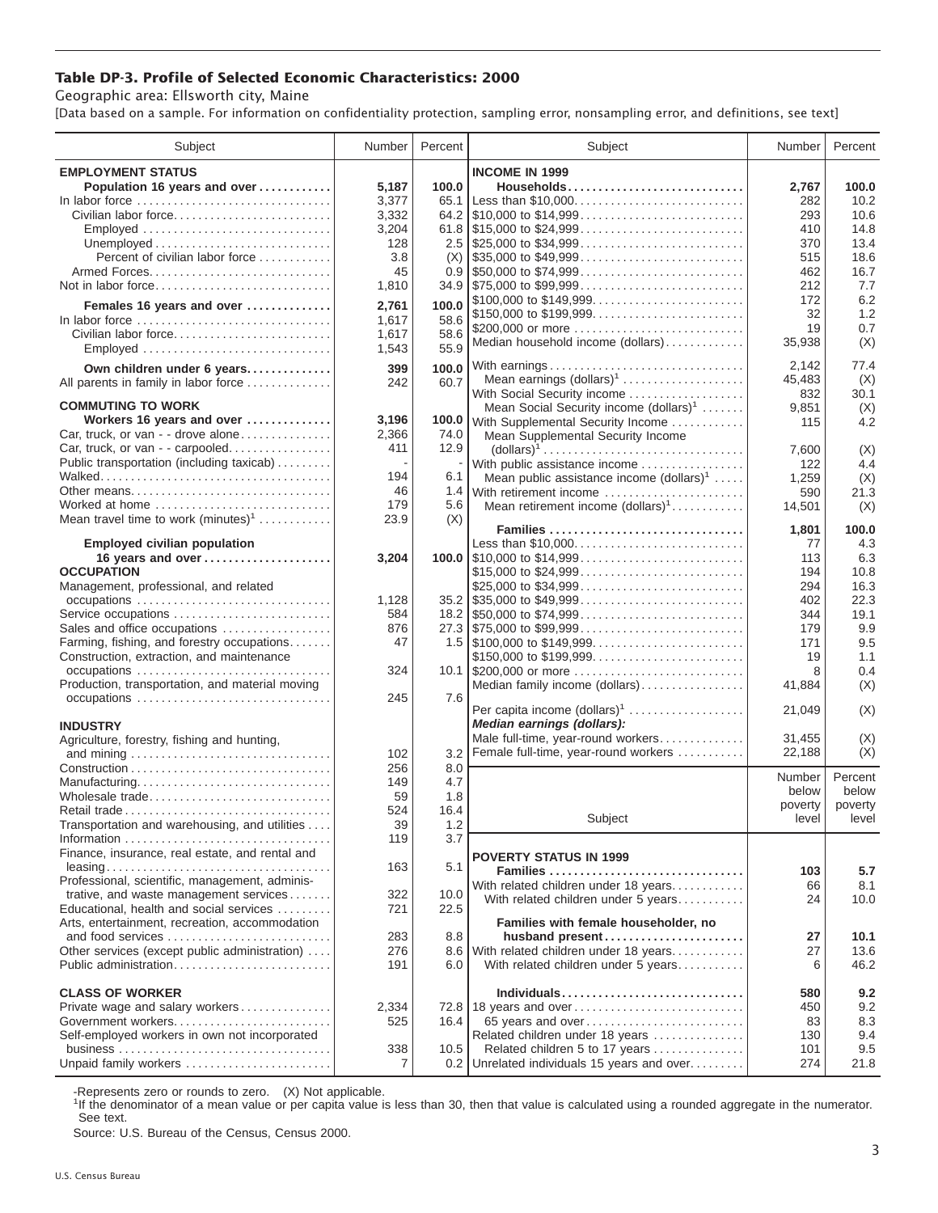# Table DP-3. Profile of Selected Economic Characteristics: 2000

Geographic area: Ellsworth city, Maine

[Data based on a sample. For information on confidentiality protection, sampling error, nonsampling error, and definitions, see text]

| Subject | Number | Percent |
|---|---|---|
| **EMPLOYMENT STATUS** | | |
| **Population 16 years and over** | **5,187** | **100.0** |
| In labor force | 3,377 | 65.1 |
| Civilian labor force | 3,332 | 64.2 |
| Employed | 3,204 | 61.8 |
| Unemployed | 128 | 2.5 |
| Percent of civilian labor force | 3.8 | (X) |
| Armed Forces | 45 | 0.9 |
| Not in labor force | 1,810 | 34.9 |
| **Females 16 years and over** | **2,761** | **100.0** |
| In labor force | 1,617 | 58.6 |
| Civilian labor force | 1,617 | 58.6 |
| Employed | 1,543 | 55.9 |
| **Own children under 6 years** | **399** | **100.0** |
| All parents in family in labor force | 242 | 60.7 |
| **COMMUTING TO WORK** | | |
| **Workers 16 years and over** | **3,196** | **100.0** |
| Car, truck, or van - - drove alone | 2,366 | 74.0 |
| Car, truck, or van - - carpooled | 411 | 12.9 |
| Public transportation (including taxicab) | - | - |
| Walked | 194 | 6.1 |
| Other means | 46 | 1.4 |
| Worked at home | 179 | 5.6 |
| Mean travel time to work (minutes)[1] | 23.9 | (X) |
| **Employed civilian population 16 years and over** | **3,204** | **100.0** |
| **OCCUPATION** | | |
| Management, professional, and related occupations | 1,128 | 35.2 |
| Service occupations | 584 | 18.2 |
| Sales and office occupations | 876 | 27.3 |
| Farming, fishing, and forestry occupations | 47 | 1.5 |
| Construction, extraction, and maintenance occupations | 324 | 10.1 |
| Production, transportation, and material moving occupations | 245 | 7.6 |
| **INDUSTRY** | | |
| Agriculture, forestry, fishing and hunting, and mining | 102 | 3.2 |
| Construction | 256 | 8.0 |
| Manufacturing | 149 | 4.7 |
| Wholesale trade | 59 | 1.8 |
| Retail trade | 524 | 16.4 |
| Transportation and warehousing, and utilities | 39 | 1.2 |
| Information | 119 | 3.7 |
| Finance, insurance, real estate, and rental and leasing | 163 | 5.1 |
| Professional, scientific, management, administrative, and waste management services | 322 | 10.0 |
| Educational, health and social services | 721 | 22.5 |
| Arts, entertainment, recreation, accommodation and food services | 283 | 8.8 |
| Other services (except public administration) | 276 | 8.6 |
| Public administration | 191 | 6.0 |
| **CLASS OF WORKER** | | |
| Private wage and salary workers | 2,334 | 72.8 |
| Government workers | 525 | 16.4 |
| Self-employed workers in own not incorporated business | 338 | 10.5 |
| Unpaid family workers | 7 | 0.2 |

| Subject | Number | Percent |
|---|---|---|
| **INCOME IN 1999** | | |
| **Households** | **2,767** | **100.0** |
| Less than $10,000 | 282 | 10.2 |
| $10,000 to $14,999 | 293 | 10.6 |
| $15,000 to $24,999 | 410 | 14.8 |
| $25,000 to $34,999 | 370 | 13.4 |
| $35,000 to $49,999 | 515 | 18.6 |
| $50,000 to $74,999 | 462 | 16.7 |
| $75,000 to $99,999 | 212 | 7.7 |
| $100,000 to $149,999 | 172 | 6.2 |
| $150,000 to $199,999 | 32 | 1.2 |
| $200,000 or more | 19 | 0.7 |
| Median household income (dollars) | 35,938 | (X) |
| With earnings | 2,142 | 77.4 |
| Mean earnings (dollars)[1] | 45,483 | (X) |
| With Social Security income | 832 | 30.1 |
| Mean Social Security income (dollars)[1] | 9,851 | (X) |
| With Supplemental Security Income | 115 | 4.2 |
| Mean Supplemental Security Income (dollars)[1] | 7,600 | (X) |
| With public assistance income | 122 | 4.4 |
| Mean public assistance income (dollars)[1] | 1,259 | (X) |
| With retirement income | 590 | 21.3 |
| Mean retirement income (dollars)[1] | 14,501 | (X) |
| **Families** | **1,801** | **100.0** |
| Less than $10,000 | 77 | 4.3 |
| $10,000 to $14,999 | 113 | 6.3 |
| $15,000 to $24,999 | 194 | 10.8 |
| $25,000 to $34,999 | 294 | 16.3 |
| $35,000 to $49,999 | 402 | 22.3 |
| $50,000 to $74,999 | 344 | 19.1 |
| $75,000 to $99,999 | 179 | 9.9 |
| $100,000 to $149,999 | 171 | 9.5 |
| $150,000 to $199,999 | 19 | 1.1 |
| $200,000 or more | 8 | 0.4 |
| Median family income (dollars) | 41,884 | (X) |
| Per capita income (dollars)[1] | 21,049 | (X) |
| ***Median earnings (dollars):*** | | |
| Male full-time, year-round workers | 31,455 | (X) |
| Female full-time, year-round workers | 22,188 | (X) |

| Subject | Number below poverty level | Percent below poverty level |
|---|---|---|
| **POVERTY STATUS IN 1999** | | |
| **Families** | **103** | **5.7** |
| With related children under 18 years | 66 | 8.1 |
| With related children under 5 years | 24 | 10.0 |
| **Families with female householder, no husband present** | **27** | **10.1** |
| With related children under 18 years | 27 | 13.6 |
| With related children under 5 years | 6 | 46.2 |
| **Individuals** | **580** | **9.2** |
| 18 years and over | 450 | 9.2 |
| 65 years and over | 83 | 8.3 |
| Related children under 18 years | 130 | 9.4 |
| Related children 5 to 17 years | 101 | 9.5 |
| Unrelated individuals 15 years and over | 274 | 21.8 |

-Represents zero or rounds to zero. (X) Not applicable.

[1]If the denominator of a mean value or per capita value is less than 30, then that value is calculated using a rounded aggregate in the numerator. See text.

Source: U.S. Bureau of the Census, Census 2000.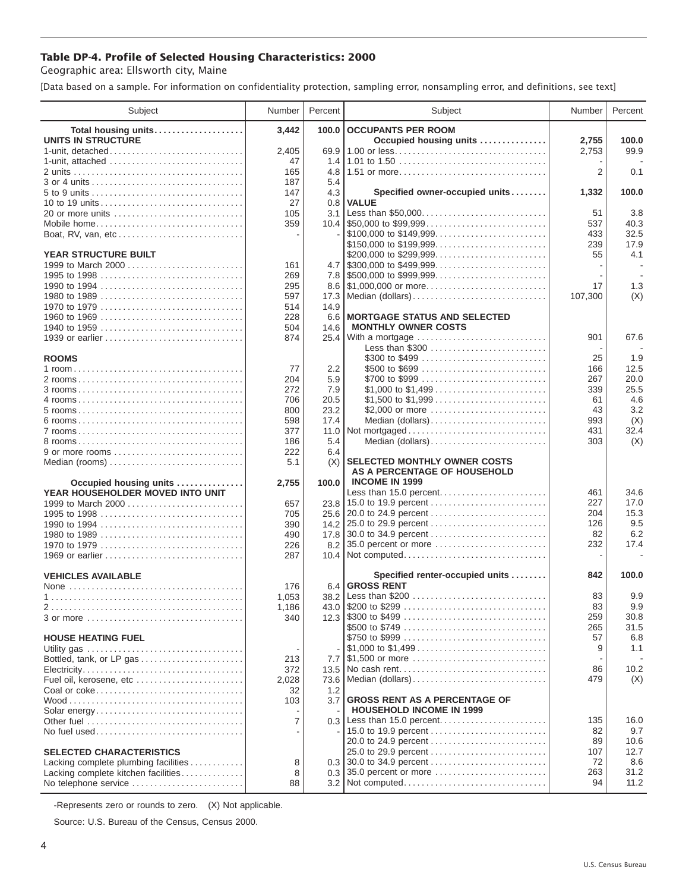## Table DP-4. Profile of Selected Housing Characteristics: 2000

Geographic area: Ellsworth city, Maine

[Data based on a sample. For information on confidentiality protection, sampling error, nonsampling error, and definitions, see text]

| Subject | Number | Percent | Subject | Number | Percent |
|---|---|---|---|---|---|
| **Total housing units** | **3,442** | **100.0** | **OCCUPANTS PER ROOM** | | |
| **UNITS IN STRUCTURE** | | | **Occupied housing units** | **2,755** | **100.0** |
| 1-unit, detached | 2,405 | 69.9 | 1.00 or less | 2,753 | 99.9 |
| 1-unit, attached | 47 | 1.4 | 1.01 to 1.50 | - | - |
| 2 units | 165 | 4.8 | 1.51 or more | 2 | 0.1 |
| 3 or 4 units | 187 | 5.4 | | | |
| 5 to 9 units | 147 | 4.3 | **Specified owner-occupied units** | **1,332** | **100.0** |
| 10 to 19 units | 27 | 0.8 | **VALUE** | | |
| 20 or more units | 105 | 3.1 | Less than $50,000 | 51 | 3.8 |
| Mobile home | 359 | 10.4 | $50,000 to $99,999 | 537 | 40.3 |
| Boat, RV, van, etc | - | - | $100,000 to $149,999 | 433 | 32.5 |
| | | | $150,000 to $199,999 | 239 | 17.9 |
| **YEAR STRUCTURE BUILT** | | | $200,000 to $299,999 | 55 | 4.1 |
| 1999 to March 2000 | 161 | 4.7 | $300,000 to $499,999 | - | - |
| 1995 to 1998 | 269 | 7.8 | $500,000 to $999,999 | - | - |
| 1990 to 1994 | 295 | 8.6 | $1,000,000 or more | 17 | 1.3 |
| 1980 to 1989 | 597 | 17.3 | Median (dollars) | 107,300 | (X) |
| 1970 to 1979 | 514 | 14.9 | | | |
| 1960 to 1969 | 228 | 6.6 | **MORTGAGE STATUS AND SELECTED MONTHLY OWNER COSTS** | | |
| 1940 to 1959 | 504 | 14.6 | | | |
| 1939 or earlier | 874 | 25.4 | With a mortgage | 901 | 67.6 |
| | | | Less than $300 | - | - |
| **ROOMS** | | | $300 to $499 | 25 | 1.9 |
| 1 room | 77 | 2.2 | $500 to $699 | 166 | 12.5 |
| 2 rooms | 204 | 5.9 | $700 to $999 | 267 | 20.0 |
| 3 rooms | 272 | 7.9 | $1,000 to $1,499 | 339 | 25.5 |
| 4 rooms | 706 | 20.5 | $1,500 to $1,999 | 61 | 4.6 |
| 5 rooms | 800 | 23.2 | $2,000 or more | 43 | 3.2 |
| 6 rooms | 598 | 17.4 | Median (dollars) | 993 | (X) |
| 7 rooms | 377 | 11.0 | Not mortgaged | 431 | 32.4 |
| 8 rooms | 186 | 5.4 | Median (dollars) | 303 | (X) |
| 9 or more rooms | 222 | 6.4 | | | |
| Median (rooms) | 5.1 | (X) | **SELECTED MONTHLY OWNER COSTS AS A PERCENTAGE OF HOUSEHOLD INCOME IN 1999** | | |
| **Occupied housing units** | **2,755** | **100.0** | | | |
| **YEAR HOUSEHOLDER MOVED INTO UNIT** | | | Less than 15.0 percent | 461 | 34.6 |
| 1999 to March 2000 | 657 | 23.8 | 15.0 to 19.9 percent | 227 | 17.0 |
| 1995 to 1998 | 705 | 25.6 | 20.0 to 24.9 percent | 204 | 15.3 |
| 1990 to 1994 | 390 | 14.2 | 25.0 to 29.9 percent | 126 | 9.5 |
| 1980 to 1989 | 490 | 17.8 | 30.0 to 34.9 percent | 82 | 6.2 |
| 1970 to 1979 | 226 | 8.2 | 35.0 percent or more | 232 | 17.4 |
| 1969 or earlier | 287 | 10.4 | Not computed | - | - |
| | | | | | |
| **VEHICLES AVAILABLE** | | | **Specified renter-occupied units** | **842** | **100.0** |
| None | 176 | 6.4 | **GROSS RENT** | | |
| 1 | 1,053 | 38.2 | Less than $200 | 83 | 9.9 |
| 2 | 1,186 | 43.0 | $200 to $299 | 83 | 9.9 |
| 3 or more | 340 | 12.3 | $300 to $499 | 259 | 30.8 |
| | | | $500 to $749 | 265 | 31.5 |
| **HOUSE HEATING FUEL** | | | $750 to $999 | 57 | 6.8 |
| Utility gas | - | - | $1,000 to $1,499 | 9 | 1.1 |
| Bottled, tank, or LP gas | 213 | 7.7 | $1,500 or more | - | - |
| Electricity | 372 | 13.5 | No cash rent | 86 | 10.2 |
| Fuel oil, kerosene, etc | 2,028 | 73.6 | Median (dollars) | 479 | (X) |
| Coal or coke | 32 | 1.2 | | | |
| Wood | 103 | 3.7 | **GROSS RENT AS A PERCENTAGE OF HOUSEHOLD INCOME IN 1999** | | |
| Solar energy | - | - | | | |
| Other fuel | 7 | 0.3 | Less than 15.0 percent | 135 | 16.0 |
| No fuel used | - | - | 15.0 to 19.9 percent | 82 | 9.7 |
| | | | 20.0 to 24.9 percent | 89 | 10.6 |
| **SELECTED CHARACTERISTICS** | | | 25.0 to 29.9 percent | 107 | 12.7 |
| Lacking complete plumbing facilities | 8 | 0.3 | 30.0 to 34.9 percent | 72 | 8.6 |
| Lacking complete kitchen facilities | 8 | 0.3 | 35.0 percent or more | 263 | 31.2 |
| No telephone service | 88 | 3.2 | Not computed | 94 | 11.2 |

-Represents zero or rounds to zero. (X) Not applicable.

Source: U.S. Bureau of the Census, Census 2000.